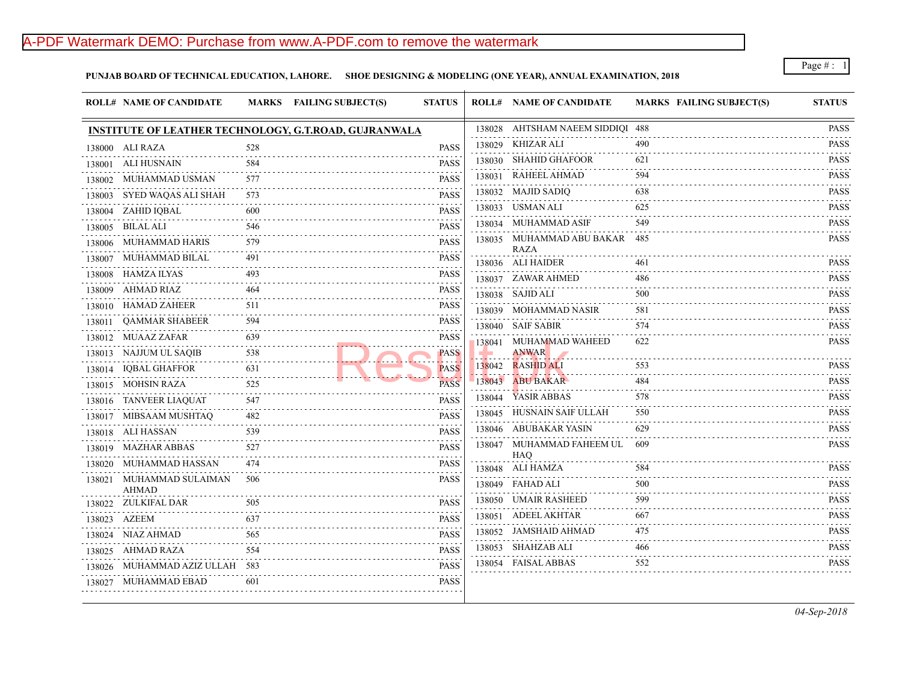**PUNJAB BOARD OF TECHNICAL EDUCATION, LAHORE. SHOE DESIGNING & MODELING (ONE YEAR), ANNUAL EXAMINATION, 2018**

## INSTITUTE OF LEATHER TECHNOLOGY, G.T.ROAD, GUJRANWALA

| ROLL# | NAME OF CANDIDATE | MARKS | FAILING SUBJECT(S) | STATUS |
|---|---|---|---|---|
| 138000 | ALI RAZA | 528 | | PASS |
| 138001 | ALI HUSNAIN | 584 | | PASS |
| 138002 | MUHAMMAD USMAN | 577 | | PASS |
| 138003 | SYED WAQAS ALI SHAH | 573 | | PASS |
| 138004 | ZAHID IQBAL | 600 | | PASS |
| 138005 | BILAL ALI | 546 | | PASS |
| 138006 | MUHAMMAD HARIS | 579 | | PASS |
| 138007 | MUHAMMAD BILAL | 491 | | PASS |
| 138008 | HAMZA ILYAS | 493 | | PASS |
| 138009 | AHMAD RIAZ | 464 | | PASS |
| 138010 | HAMAD ZAHEER | 511 | | PASS |
| 138011 | QAMMAR SHABEER | 594 | | PASS |
| 138012 | MUAAZ ZAFAR | 639 | | PASS |
| 138013 | NAJJUM UL SAQIB | 538 | | PASS |
| 138014 | IQBAL GHAFFOR | 631 | | PASS |
| 138015 | MOHSIN RAZA | 525 | | PASS |
| 138016 | TANVEER LIAQUAT | 547 | | PASS |
| 138017 | MIBSAAM MUSHTAQ | 482 | | PASS |
| 138018 | ALI HASSAN | 539 | | PASS |
| 138019 | MAZHAR ABBAS | 527 | | PASS |
| 138020 | MUHAMMAD HASSAN | 474 | | PASS |
| 138021 | MUHAMMAD SULAIMAN AHMAD | 506 | | PASS |
| 138022 | ZULKIFAL DAR | 505 | | PASS |
| 138023 | AZEEM | 637 | | PASS |
| 138024 | NIAZ AHMAD | 565 | | PASS |
| 138025 | AHMAD RAZA | 554 | | PASS |
| 138026 | MUHAMMAD AZIZ ULLAH | 583 | | PASS |
| 138027 | MUHAMMAD EBAD | 601 | | PASS |
| 138028 | AHTSHAM NAEEM SIDDIQI | 488 | | PASS |
| 138029 | KHIZAR ALI | 490 | | PASS |
| 138030 | SHAHID GHAFOOR | 621 | | PASS |
| 138031 | RAHEEL AHMAD | 594 | | PASS |
| 138032 | MAJID SADIQ | 638 | | PASS |
| 138033 | USMAN ALI | 625 | | PASS |
| 138034 | MUHAMMAD ASIF | 549 | | PASS |
| 138035 | MUHAMMAD ABU BAKAR RAZA | 485 | | PASS |
| 138036 | ALI HAIDER | 461 | | PASS |
| 138037 | ZAWAR AHMED | 486 | | PASS |
| 138038 | SAJID ALI | 500 | | PASS |
| 138039 | MOHAMMAD NASIR | 581 | | PASS |
| 138040 | SAIF SABIR | 574 | | PASS |
| 138041 | MUHAMMAD WAHEED ANWAR | 622 | | PASS |
| 138042 | RASHID ALI | 553 | | PASS |
| 138043 | ABU BAKAR | 484 | | PASS |
| 138044 | YASIR ABBAS | 578 | | PASS |
| 138045 | HUSNAIN SAIF ULLAH | 550 | | PASS |
| 138046 | ABUBAKAR YASIN | 629 | | PASS |
| 138047 | MUHAMMAD FAHEEM UL HAQ | 609 | | PASS |
| 138048 | ALI HAMZA | 584 | | PASS |
| 138049 | FAHAD ALI | 500 | | PASS |
| 138050 | UMAIR RASHEED | 599 | | PASS |
| 138051 | ADEEL AKHTAR | 667 | | PASS |
| 138052 | JAMSHAID AHMAD | 475 | | PASS |
| 138053 | SHAHZAB ALI | 466 | | PASS |
| 138054 | FAISAL ABBAS | 552 | | PASS |

*04-Sep-2018*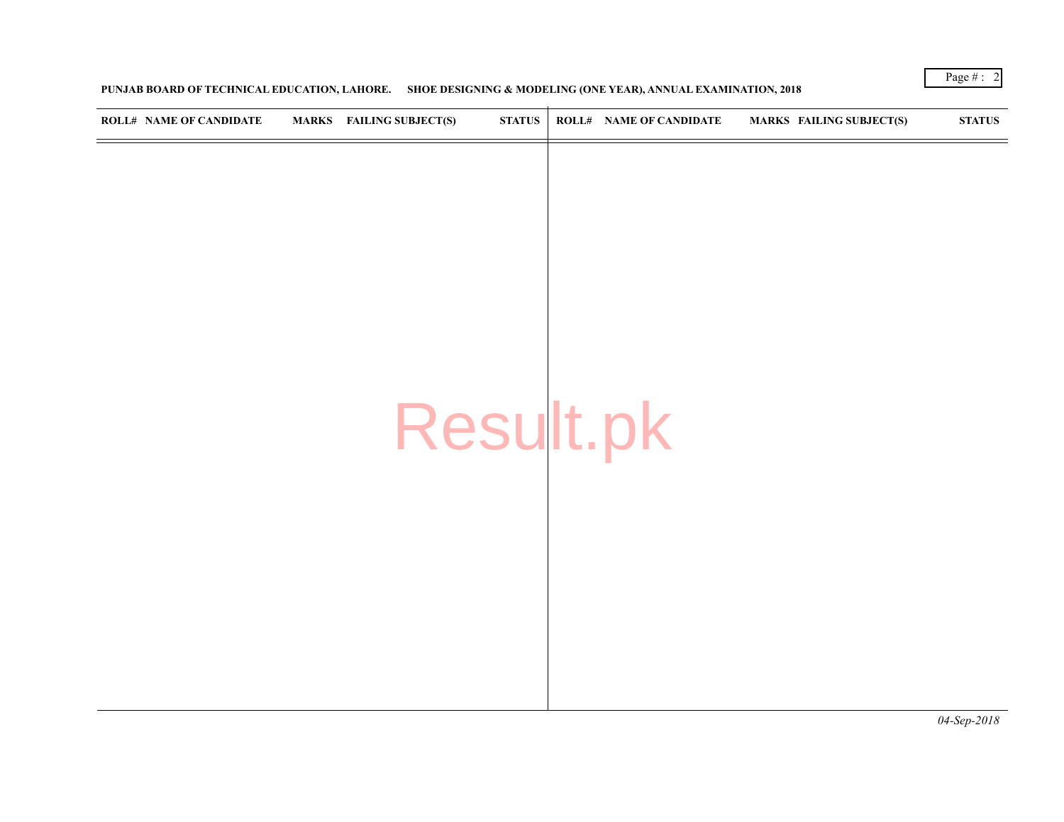PUNJAB BOARD OF TECHNICAL EDUCATION, LAHORE. SHOE DESIGNING & MODELING (ONE YEAR), ANNUAL EXAMINATION, 2018

| ROLL# | NAME OF CANDIDATE | MARKS | FAILING SUBJECT(S) | STATUS | ROLL# | NAME OF CANDIDATE | MARKS | FAILING SUBJECT(S) | STATUS |
|---|---|---|---|---|---|---|---|---|---|

Result.pk

*04-Sep-2018*